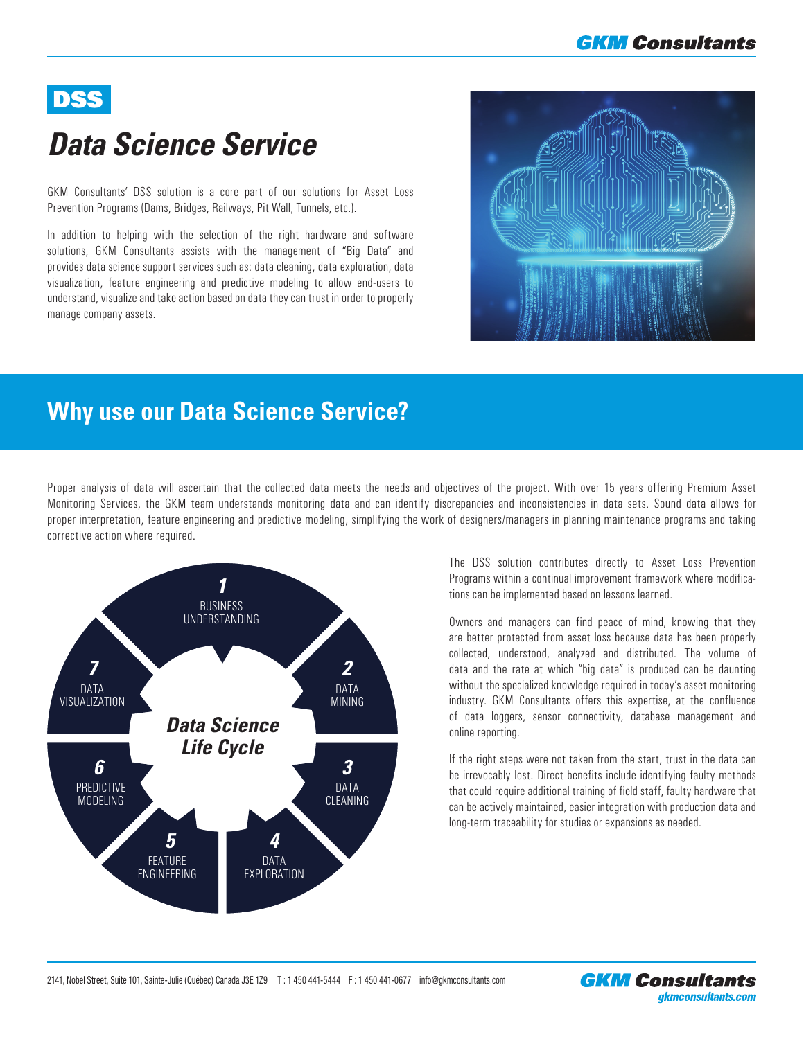# DSS

# Data Science Service

GKM Consultants' DSS solution is a core part of our solutions for Asset Loss Prevention Programs (Dams, Bridges, Railways, Pit Wall, Tunnels, etc.).

In addition to helping with the selection of the right hardware and software solutions, GKM Consultants assists with the management of "Big Data" and provides data science support services such as: data cleaning, data exploration, data visualization, feature engineering and predictive modeling to allow end-users to understand, visualize and take action based on data they can trust in order to properly manage company assets.

## Why use our Data Science Service?

Proper analysis of data will ascertain that the collected data meets the needs and objectives of the project. With over 15 years offering Premium Asset Monitoring Services, the GKM team understands monitoring data and can identify discrepancies and inconsistencies in data sets. Sound data allows for proper interpretation, feature engineering and predictive modeling, simplifying the work of designers/managers in planning maintenance programs and taking corrective action where required.

**Data Science Life Cycle**

1. BUSINESS UNDERSTANDING
2. DATA MINING
3. DATA CLEANING
4. DATA EXPLORATION
5. FEATURE ENGINEERING
6. PREDICTIVE MODELING
7. DATA VISUALIZATION

The DSS solution contributes directly to Asset Loss Prevention Programs within a continual improvement framework where modifications can be implemented based on lessons learned.

Owners and managers can find peace of mind, knowing that they are better protected from asset loss because data has been properly collected, understood, analyzed and distributed. The volume of data and the rate at which "big data" is produced can be daunting without the specialized knowledge required in today's asset monitoring industry. GKM Consultants offers this expertise, at the confluence of data loggers, sensor connectivity, database management and online reporting.

If the right steps were not taken from the start, trust in the data can be irrevocably lost. Direct benefits include identifying faulty methods that could require additional training of field staff, faulty hardware that can be actively maintained, easier integration with production data and long-term traceability for studies or expansions as needed.

2141, Nobel Street, Suite 101, Sainte-Julie (Québec) Canada J3E 1Z9 T : 1 450 441-5444 F : 1 450 441-0677 info@gkmconsultants.com

GKM Consultants
gkmconsultants.com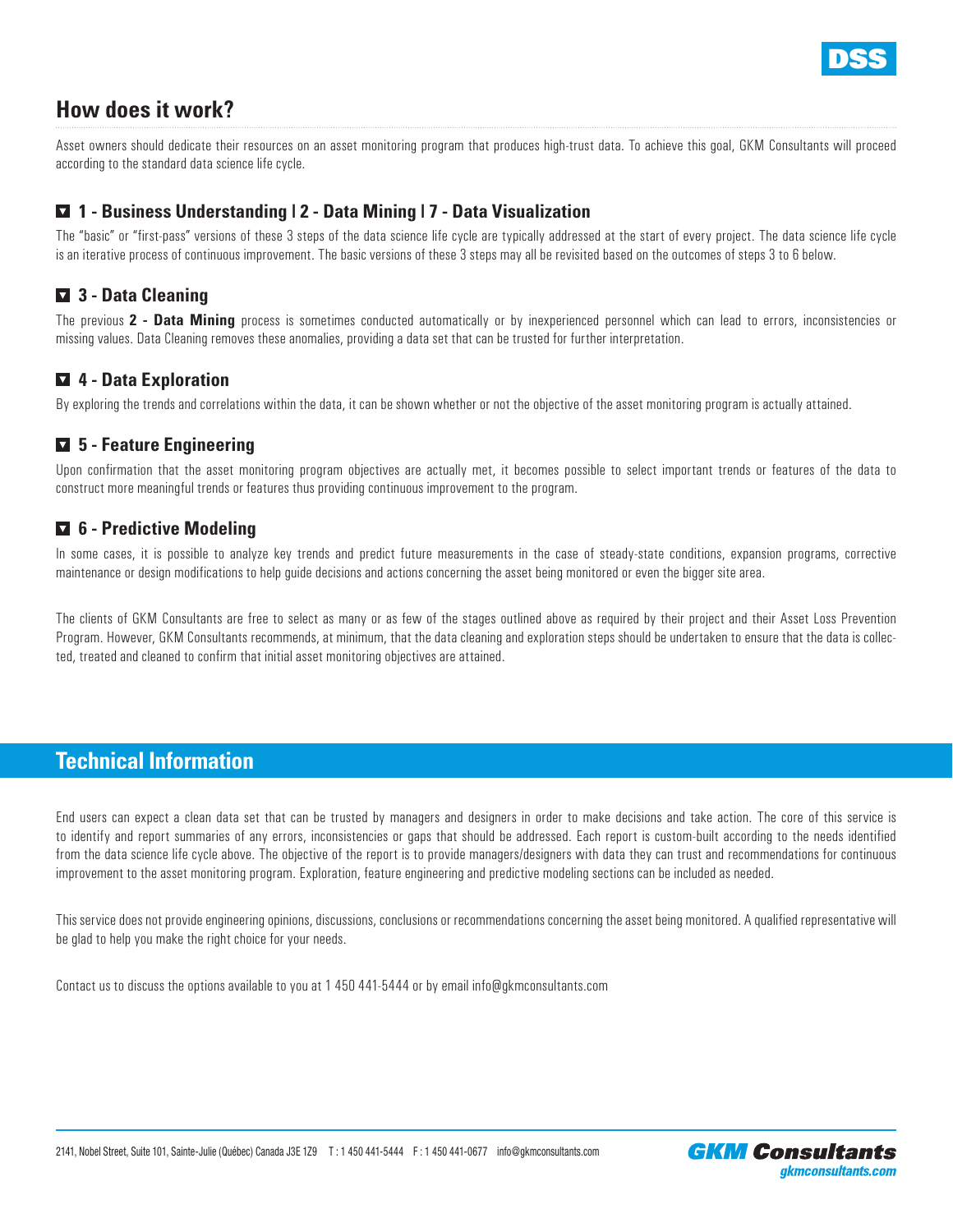## How does it work?

Asset owners should dedicate their resources on an asset monitoring program that produces high-trust data. To achieve this goal, GKM Consultants will proceed according to the standard data science life cycle.

### 1 - Business Understanding | 2 - Data Mining | 7 - Data Visualization

The "basic" or "first-pass" versions of these 3 steps of the data science life cycle are typically addressed at the start of every project. The data science life cycle is an iterative process of continuous improvement. The basic versions of these 3 steps may all be revisited based on the outcomes of steps 3 to 6 below.

### 3 - Data Cleaning

The previous **2 - Data Mining** process is sometimes conducted automatically or by inexperienced personnel which can lead to errors, inconsistencies or missing values. Data Cleaning removes these anomalies, providing a data set that can be trusted for further interpretation.

### 4 - Data Exploration

By exploring the trends and correlations within the data, it can be shown whether or not the objective of the asset monitoring program is actually attained.

### 5 - Feature Engineering

Upon confirmation that the asset monitoring program objectives are actually met, it becomes possible to select important trends or features of the data to construct more meaningful trends or features thus providing continuous improvement to the program.

### 6 - Predictive Modeling

In some cases, it is possible to analyze key trends and predict future measurements in the case of steady-state conditions, expansion programs, corrective maintenance or design modifications to help guide decisions and actions concerning the asset being monitored or even the bigger site area.

The clients of GKM Consultants are free to select as many or as few of the stages outlined above as required by their project and their Asset Loss Prevention Program. However, GKM Consultants recommends, at minimum, that the data cleaning and exploration steps should be undertaken to ensure that the data is collected, treated and cleaned to confirm that initial asset monitoring objectives are attained.

## Technical Information

End users can expect a clean data set that can be trusted by managers and designers in order to make decisions and take action. The core of this service is to identify and report summaries of any errors, inconsistencies or gaps that should be addressed. Each report is custom-built according to the needs identified from the data science life cycle above. The objective of the report is to provide managers/designers with data they can trust and recommendations for continuous improvement to the asset monitoring program. Exploration, feature engineering and predictive modeling sections can be included as needed.

This service does not provide engineering opinions, discussions, conclusions or recommendations concerning the asset being monitored. A qualified representative will be glad to help you make the right choice for your needs.

Contact us to discuss the options available to you at 1 450 441-5444 or by email info@gkmconsultants.com